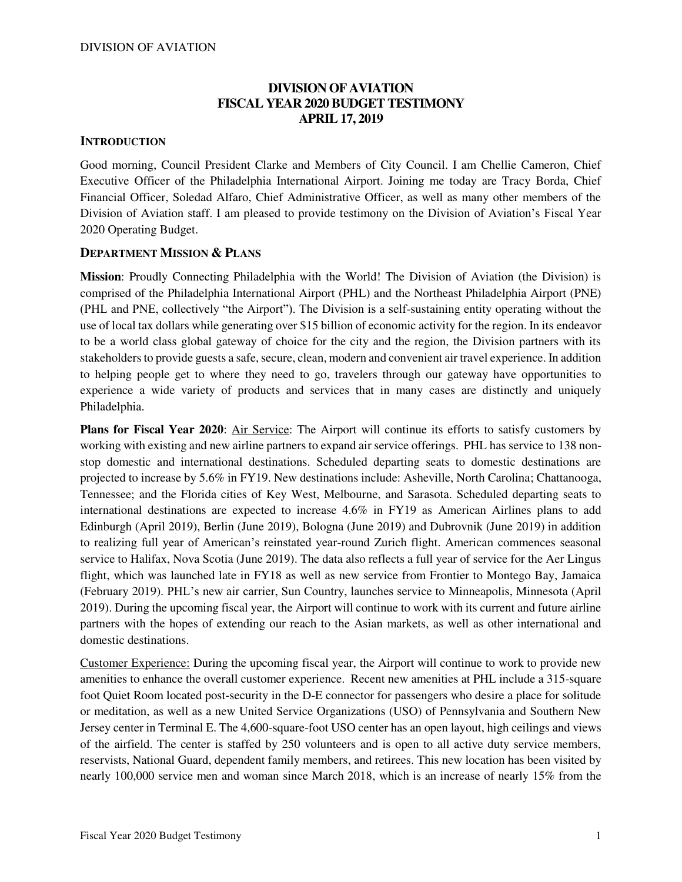# DIVISION OF AVIATION
# FISCAL YEAR 2020 BUDGET TESTIMONY
# APRIL 17, 2019

## INTRODUCTION

Good morning, Council President Clarke and Members of City Council. I am Chellie Cameron, Chief Executive Officer of the Philadelphia International Airport. Joining me today are Tracy Borda, Chief Financial Officer, Soledad Alfaro, Chief Administrative Officer, as well as many other members of the Division of Aviation staff. I am pleased to provide testimony on the Division of Aviation's Fiscal Year 2020 Operating Budget.

## DEPARTMENT MISSION & PLANS

**Mission**: Proudly Connecting Philadelphia with the World! The Division of Aviation (the Division) is comprised of the Philadelphia International Airport (PHL) and the Northeast Philadelphia Airport (PNE) (PHL and PNE, collectively "the Airport"). The Division is a self-sustaining entity operating without the use of local tax dollars while generating over $15 billion of economic activity for the region. In its endeavor to be a world class global gateway of choice for the city and the region, the Division partners with its stakeholders to provide guests a safe, secure, clean, modern and convenient air travel experience. In addition to helping people get to where they need to go, travelers through our gateway have opportunities to experience a wide variety of products and services that in many cases are distinctly and uniquely Philadelphia.

**Plans for Fiscal Year 2020**: Air Service: The Airport will continue its efforts to satisfy customers by working with existing and new airline partners to expand air service offerings. PHL has service to 138 non-stop domestic and international destinations. Scheduled departing seats to domestic destinations are projected to increase by 5.6% in FY19. New destinations include: Asheville, North Carolina; Chattanooga, Tennessee; and the Florida cities of Key West, Melbourne, and Sarasota. Scheduled departing seats to international destinations are expected to increase 4.6% in FY19 as American Airlines plans to add Edinburgh (April 2019), Berlin (June 2019), Bologna (June 2019) and Dubrovnik (June 2019) in addition to realizing full year of American's reinstated year-round Zurich flight. American commences seasonal service to Halifax, Nova Scotia (June 2019). The data also reflects a full year of service for the Aer Lingus flight, which was launched late in FY18 as well as new service from Frontier to Montego Bay, Jamaica (February 2019). PHL's new air carrier, Sun Country, launches service to Minneapolis, Minnesota (April 2019). During the upcoming fiscal year, the Airport will continue to work with its current and future airline partners with the hopes of extending our reach to the Asian markets, as well as other international and domestic destinations.

Customer Experience: During the upcoming fiscal year, the Airport will continue to work to provide new amenities to enhance the overall customer experience. Recent new amenities at PHL include a 315-square foot Quiet Room located post-security in the D-E connector for passengers who desire a place for solitude or meditation, as well as a new United Service Organizations (USO) of Pennsylvania and Southern New Jersey center in Terminal E. The 4,600-square-foot USO center has an open layout, high ceilings and views of the airfield. The center is staffed by 250 volunteers and is open to all active duty service members, reservists, National Guard, dependent family members, and retirees. This new location has been visited by nearly 100,000 service men and woman since March 2018, which is an increase of nearly 15% from the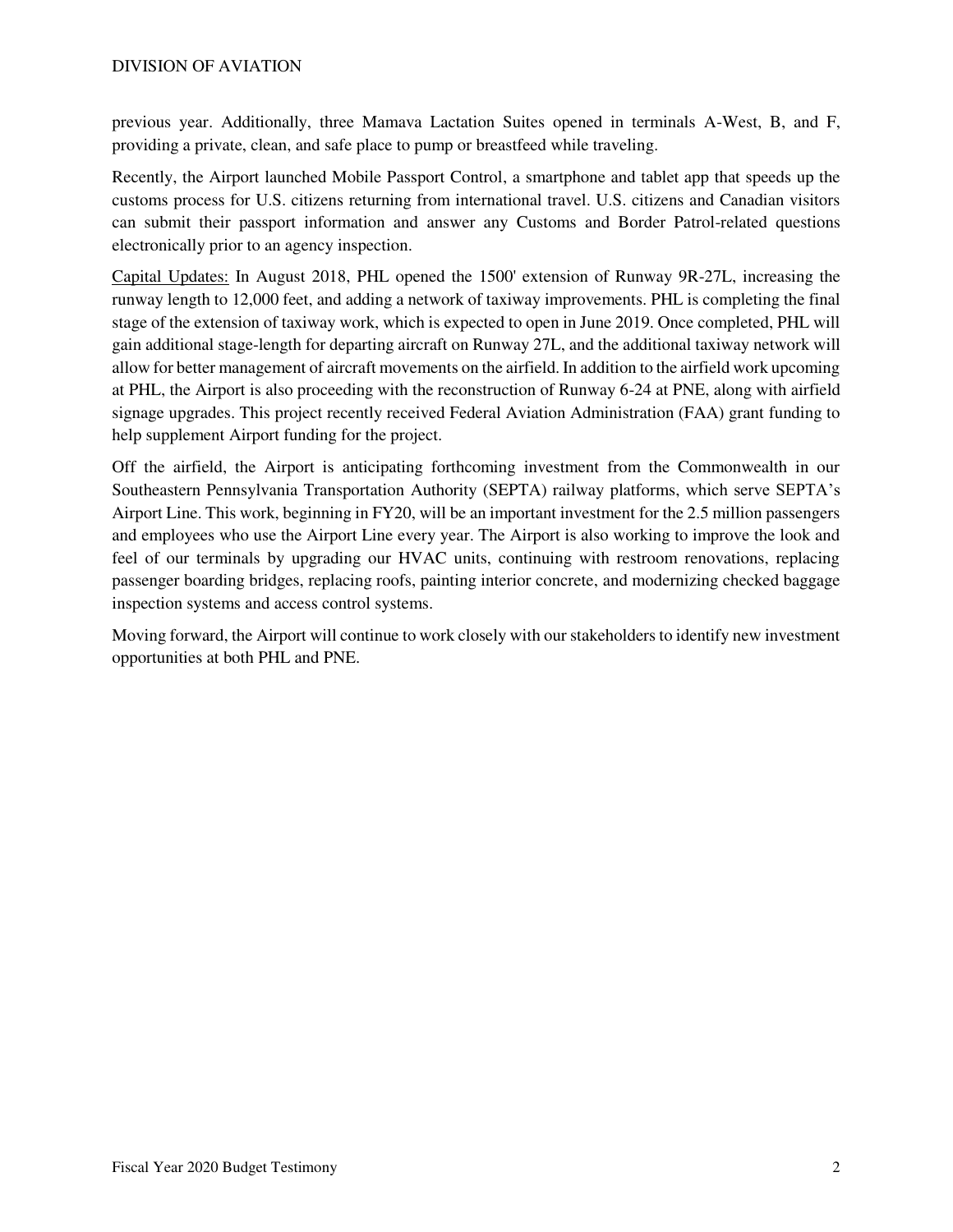previous year. Additionally, three Mamava Lactation Suites opened in terminals A-West, B, and F, providing a private, clean, and safe place to pump or breastfeed while traveling.

Recently, the Airport launched Mobile Passport Control, a smartphone and tablet app that speeds up the customs process for U.S. citizens returning from international travel. U.S. citizens and Canadian visitors can submit their passport information and answer any Customs and Border Patrol-related questions electronically prior to an agency inspection.

Capital Updates: In August 2018, PHL opened the 1500' extension of Runway 9R-27L, increasing the runway length to 12,000 feet, and adding a network of taxiway improvements. PHL is completing the final stage of the extension of taxiway work, which is expected to open in June 2019. Once completed, PHL will gain additional stage-length for departing aircraft on Runway 27L, and the additional taxiway network will allow for better management of aircraft movements on the airfield. In addition to the airfield work upcoming at PHL, the Airport is also proceeding with the reconstruction of Runway 6-24 at PNE, along with airfield signage upgrades. This project recently received Federal Aviation Administration (FAA) grant funding to help supplement Airport funding for the project.

Off the airfield, the Airport is anticipating forthcoming investment from the Commonwealth in our Southeastern Pennsylvania Transportation Authority (SEPTA) railway platforms, which serve SEPTA's Airport Line. This work, beginning in FY20, will be an important investment for the 2.5 million passengers and employees who use the Airport Line every year. The Airport is also working to improve the look and feel of our terminals by upgrading our HVAC units, continuing with restroom renovations, replacing passenger boarding bridges, replacing roofs, painting interior concrete, and modernizing checked baggage inspection systems and access control systems.

Moving forward, the Airport will continue to work closely with our stakeholders to identify new investment opportunities at both PHL and PNE.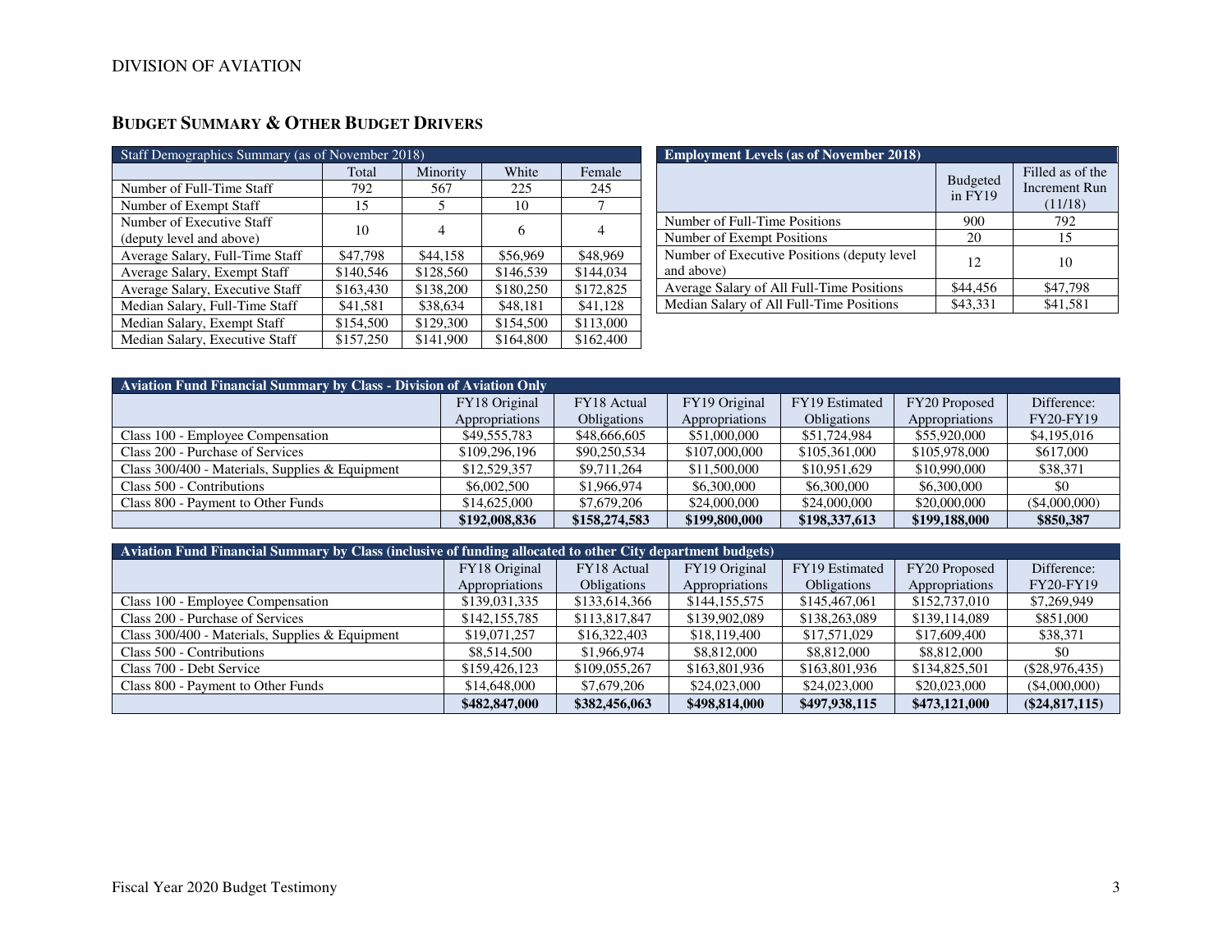DIVISION OF AVIATION

## Budget Summary & Other Budget Drivers

| Staff Demographics Summary (as of November 2018) | | | | |
|---|---|---|---|---|
| | Total | Minority | White | Female |
| Number of Full-Time Staff | 792 | 567 | 225 | 245 |
| Number of Exempt Staff | 15 | 5 | 10 | 7 |
| Number of Executive Staff (deputy level and above) | 10 | 4 | 6 | 4 |
| Average Salary, Full-Time Staff | $47,798 | $44,158 | $56,969 | $48,969 |
| Average Salary, Exempt Staff | $140,546 | $128,560 | $146,539 | $144,034 |
| Average Salary, Executive Staff | $163,430 | $138,200 | $180,250 | $172,825 |
| Median Salary, Full-Time Staff | $41,581 | $38,634 | $48,181 | $41,128 |
| Median Salary, Exempt Staff | $154,500 | $129,300 | $154,500 | $113,000 |
| Median Salary, Executive Staff | $157,250 | $141,900 | $164,800 | $162,400 |

| Employment Levels (as of November 2018) | | |
|---|---|---|
| | Budgeted in FY19 | Filled as of the Increment Run (11/18) |
| Number of Full-Time Positions | 900 | 792 |
| Number of Exempt Positions | 20 | 15 |
| Number of Executive Positions (deputy level and above) | 12 | 10 |
| Average Salary of All Full-Time Positions | $44,456 | $47,798 |
| Median Salary of All Full-Time Positions | $43,331 | $41,581 |

| Aviation Fund Financial Summary by Class - Division of Aviation Only | | | | | | |
|---|---|---|---|---|---|---|
| | FY18 Original Appropriations | FY18 Actual Obligations | FY19 Original Appropriations | FY19 Estimated Obligations | FY20 Proposed Appropriations | Difference: FY20-FY19 |
| Class 100 - Employee Compensation | $49,555,783 | $48,666,605 | $51,000,000 | $51,724,984 | $55,920,000 | $4,195,016 |
| Class 200 - Purchase of Services | $109,296,196 | $90,250,534 | $107,000,000 | $105,361,000 | $105,978,000 | $617,000 |
| Class 300/400 - Materials, Supplies & Equipment | $12,529,357 | $9,711,264 | $11,500,000 | $10,951,629 | $10,990,000 | $38,371 |
| Class 500 - Contributions | $6,002,500 | $1,966,974 | $6,300,000 | $6,300,000 | $6,300,000 | $0 |
| Class 800 - Payment to Other Funds | $14,625,000 | $7,679,206 | $24,000,000 | $24,000,000 | $20,000,000 | ($4,000,000) |
| | **$192,008,836** | **$158,274,583** | **$199,800,000** | **$198,337,613** | **$199,188,000** | **$850,387** |

| Aviation Fund Financial Summary by Class (inclusive of funding allocated to other City department budgets) | | | | | | |
|---|---|---|---|---|---|---|
| | FY18 Original Appropriations | FY18 Actual Obligations | FY19 Original Appropriations | FY19 Estimated Obligations | FY20 Proposed Appropriations | Difference: FY20-FY19 |
| Class 100 - Employee Compensation | $139,031,335 | $133,614,366 | $144,155,575 | $145,467,061 | $152,737,010 | $7,269,949 |
| Class 200 - Purchase of Services | $142,155,785 | $113,817,847 | $139,902,089 | $138,263,089 | $139,114,089 | $851,000 |
| Class 300/400 - Materials, Supplies & Equipment | $19,071,257 | $16,322,403 | $18,119,400 | $17,571,029 | $17,609,400 | $38,371 |
| Class 500 - Contributions | $8,514,500 | $1,966,974 | $8,812,000 | $8,812,000 | $8,812,000 | $0 |
| Class 700 - Debt Service | $159,426,123 | $109,055,267 | $163,801,936 | $163,801,936 | $134,825,501 | ($28,976,435) |
| Class 800 - Payment to Other Funds | $14,648,000 | $7,679,206 | $24,023,000 | $24,023,000 | $20,023,000 | ($4,000,000) |
| | **$482,847,000** | **$382,456,063** | **$498,814,000** | **$497,938,115** | **$473,121,000** | **($24,817,115)** |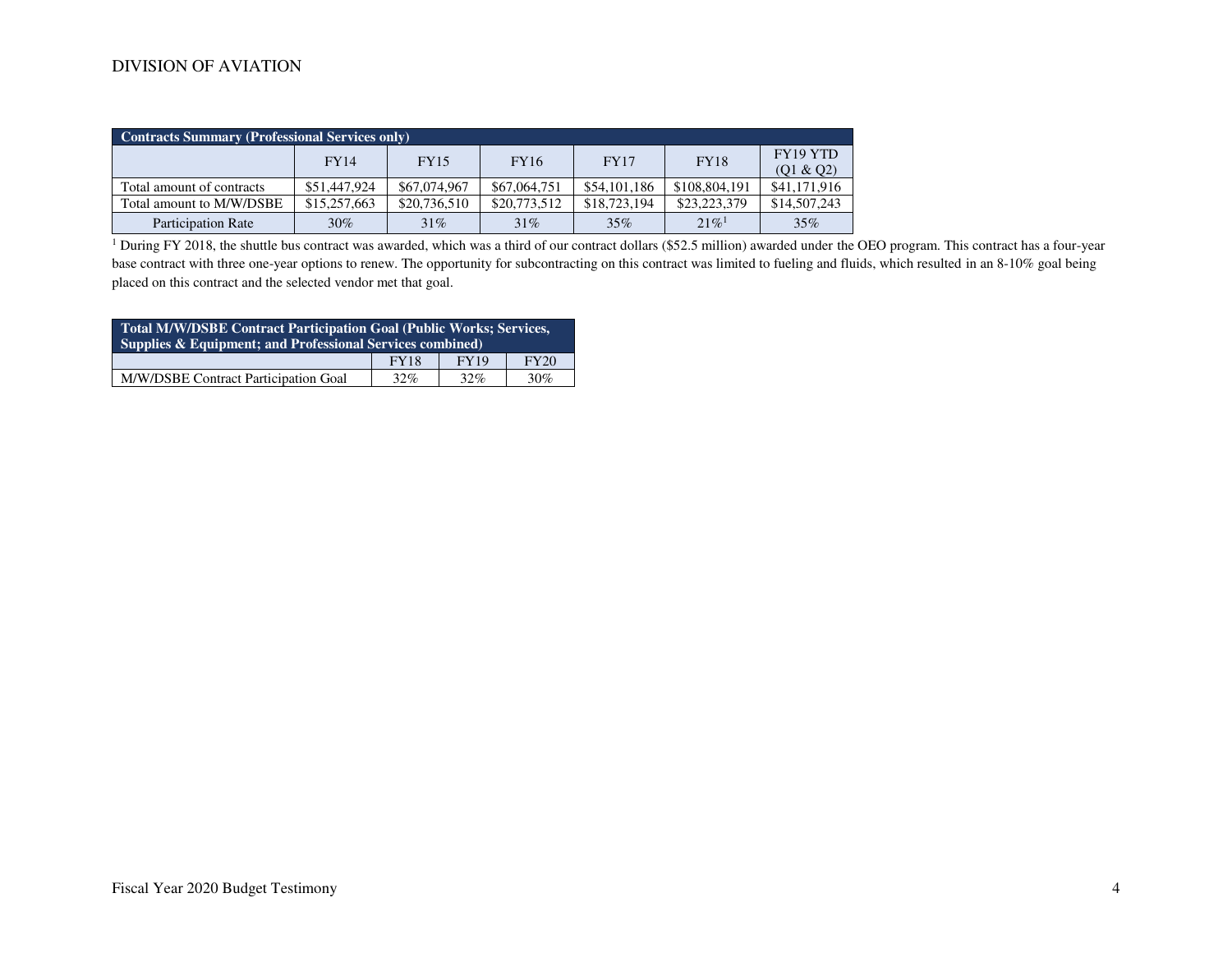| Contracts Summary (Professional Services only) | | | | | | |
|---|---|---|---|---|---|---|
| | FY14 | FY15 | FY16 | FY17 | FY18 | FY19 YTD (Q1 & Q2) |
| Total amount of contracts | $51,447,924 | $67,074,967 | $67,064,751 | $54,101,186 | $108,804,191 | $41,171,916 |
| Total amount to M/W/DSBE | $15,257,663 | $20,736,510 | $20,773,512 | $18,723,194 | $23,223,379 | $14,507,243 |
| Participation Rate | 30% | 31% | 31% | 35% | 21%[1] | 35% |

[1] During FY 2018, the shuttle bus contract was awarded, which was a third of our contract dollars ($52.5 million) awarded under the OEO program. This contract has a four-year base contract with three one-year options to renew. The opportunity for subcontracting on this contract was limited to fueling and fluids, which resulted in an 8-10% goal being placed on this contract and the selected vendor met that goal.

| Total M/W/DSBE Contract Participation Goal (Public Works; Services, Supplies & Equipment; and Professional Services combined) | | | |
|---|---|---|---|
| | FY18 | FY19 | FY20 |
| M/W/DSBE Contract Participation Goal | 32% | 32% | 30% |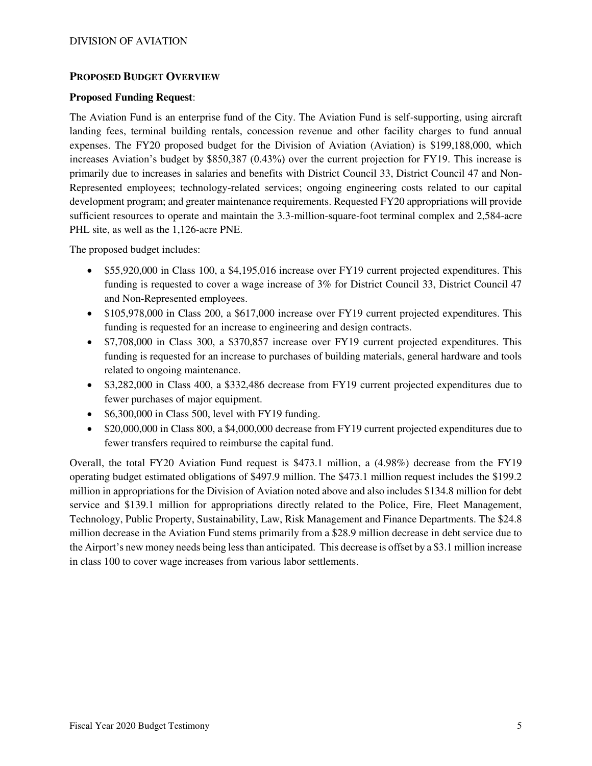## PROPOSED BUDGET OVERVIEW

**Proposed Funding Request**:

The Aviation Fund is an enterprise fund of the City. The Aviation Fund is self-supporting, using aircraft landing fees, terminal building rentals, concession revenue and other facility charges to fund annual expenses. The FY20 proposed budget for the Division of Aviation (Aviation) is $199,188,000, which increases Aviation's budget by $850,387 (0.43%) over the current projection for FY19. This increase is primarily due to increases in salaries and benefits with District Council 33, District Council 47 and Non-Represented employees; technology-related services; ongoing engineering costs related to our capital development program; and greater maintenance requirements. Requested FY20 appropriations will provide sufficient resources to operate and maintain the 3.3-million-square-foot terminal complex and 2,584-acre PHL site, as well as the 1,126-acre PNE.

The proposed budget includes:

- $55,920,000 in Class 100, a $4,195,016 increase over FY19 current projected expenditures. This funding is requested to cover a wage increase of 3% for District Council 33, District Council 47 and Non-Represented employees.
- $105,978,000 in Class 200, a $617,000 increase over FY19 current projected expenditures. This funding is requested for an increase to engineering and design contracts.
- $7,708,000 in Class 300, a $370,857 increase over FY19 current projected expenditures. This funding is requested for an increase to purchases of building materials, general hardware and tools related to ongoing maintenance.
- $3,282,000 in Class 400, a $332,486 decrease from FY19 current projected expenditures due to fewer purchases of major equipment.
- $6,300,000 in Class 500, level with FY19 funding.
- $20,000,000 in Class 800, a $4,000,000 decrease from FY19 current projected expenditures due to fewer transfers required to reimburse the capital fund.

Overall, the total FY20 Aviation Fund request is $473.1 million, a (4.98%) decrease from the FY19 operating budget estimated obligations of $497.9 million. The $473.1 million request includes the $199.2 million in appropriations for the Division of Aviation noted above and also includes $134.8 million for debt service and $139.1 million for appropriations directly related to the Police, Fire, Fleet Management, Technology, Public Property, Sustainability, Law, Risk Management and Finance Departments. The $24.8 million decrease in the Aviation Fund stems primarily from a $28.9 million decrease in debt service due to the Airport's new money needs being less than anticipated. This decrease is offset by a $3.1 million increase in class 100 to cover wage increases from various labor settlements.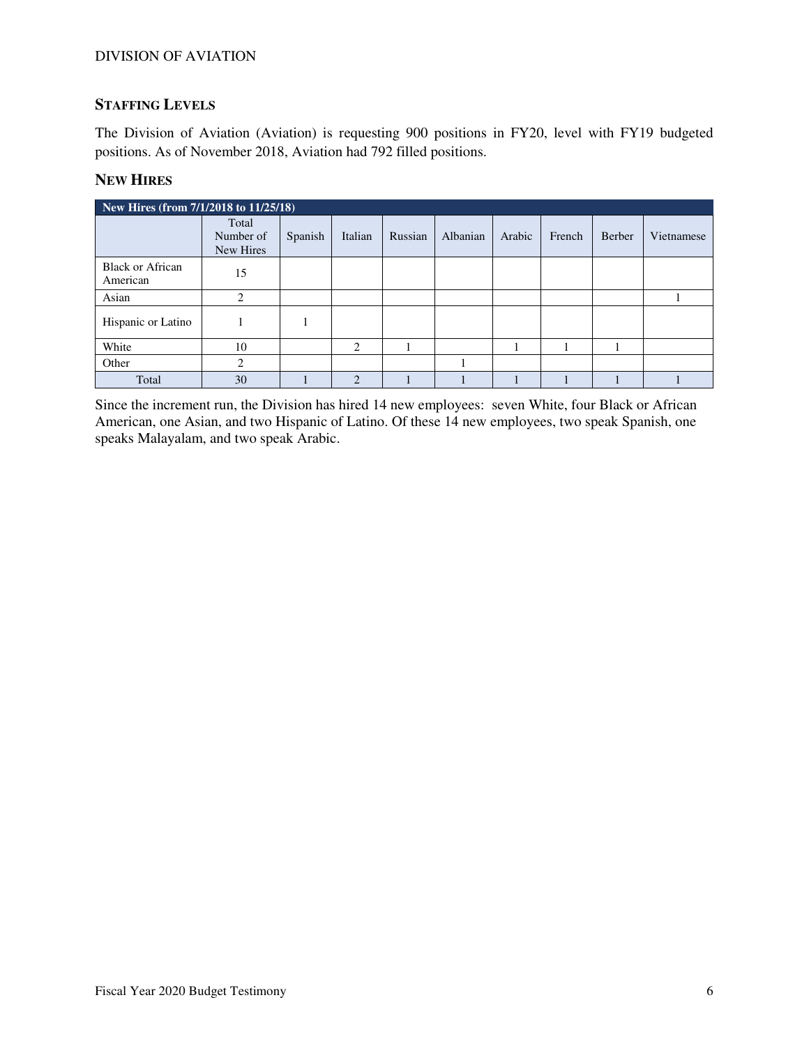## STAFFING LEVELS

The Division of Aviation (Aviation) is requesting 900 positions in FY20, level with FY19 budgeted positions. As of November 2018, Aviation had 792 filled positions.

## NEW HIRES

| New Hires (from 7/1/2018 to 11/25/18) | | | | | | | | | |
|---|---|---|---|---|---|---|---|---|---|
| | Total Number of New Hires | Spanish | Italian | Russian | Albanian | Arabic | French | Berber | Vietnamese |
| Black or African American | 15 | | | | | | | | |
| Asian | 2 | | | | | | | | 1 |
| Hispanic or Latino | 1 | 1 | | | | | | | |
| White | 10 | | 2 | 1 | | 1 | 1 | 1 | |
| Other | 2 | | | | 1 | | | | |
| Total | 30 | 1 | 2 | 1 | 1 | 1 | 1 | 1 | 1 |

Since the increment run, the Division has hired 14 new employees: seven White, four Black or African American, one Asian, and two Hispanic of Latino. Of these 14 new employees, two speak Spanish, one speaks Malayalam, and two speak Arabic.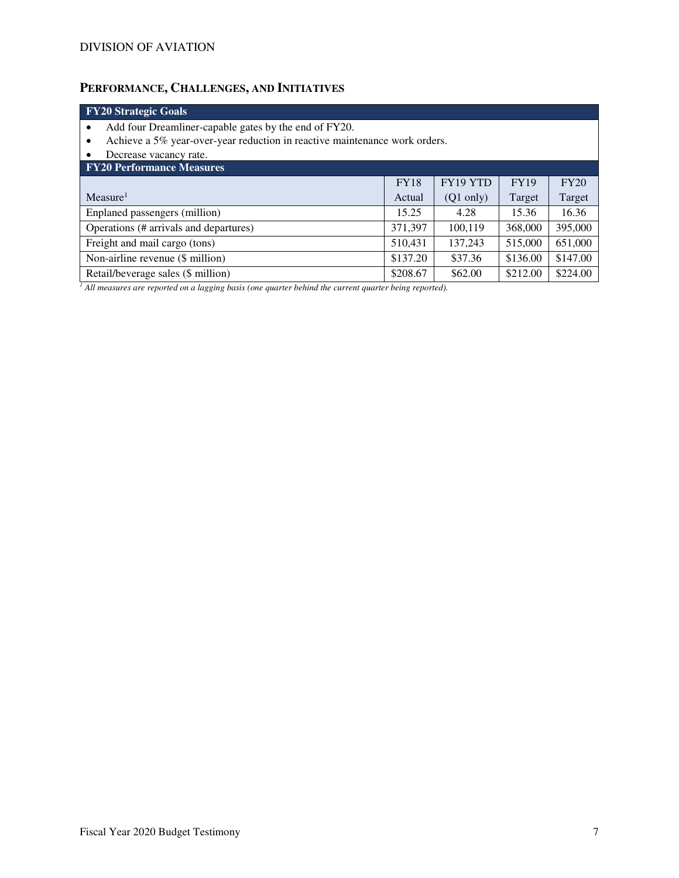## PERFORMANCE, CHALLENGES, AND INITIATIVES

**FY20 Strategic Goals**

- Add four Dreamliner-capable gates by the end of FY20.
- Achieve a 5% year-over-year reduction in reactive maintenance work orders.
- Decrease vacancy rate.

**FY20 Performance Measures**

| Measure[1] | FY18 Actual | FY19 YTD (Q1 only) | FY19 Target | FY20 Target |
|---|---|---|---|---|
| Enplaned passengers (million) | 15.25 | 4.28 | 15.36 | 16.36 |
| Operations (# arrivals and departures) | 371,397 | 100,119 | 368,000 | 395,000 |
| Freight and mail cargo (tons) | 510,431 | 137,243 | 515,000 | 651,000 |
| Non-airline revenue ($ million) | $137.20 | $37.36 | $136.00 | $147.00 |
| Retail/beverage sales ($ million) | $208.67 | $62.00 | $212.00 | $224.00 |

*[1] All measures are reported on a lagging basis (one quarter behind the current quarter being reported).*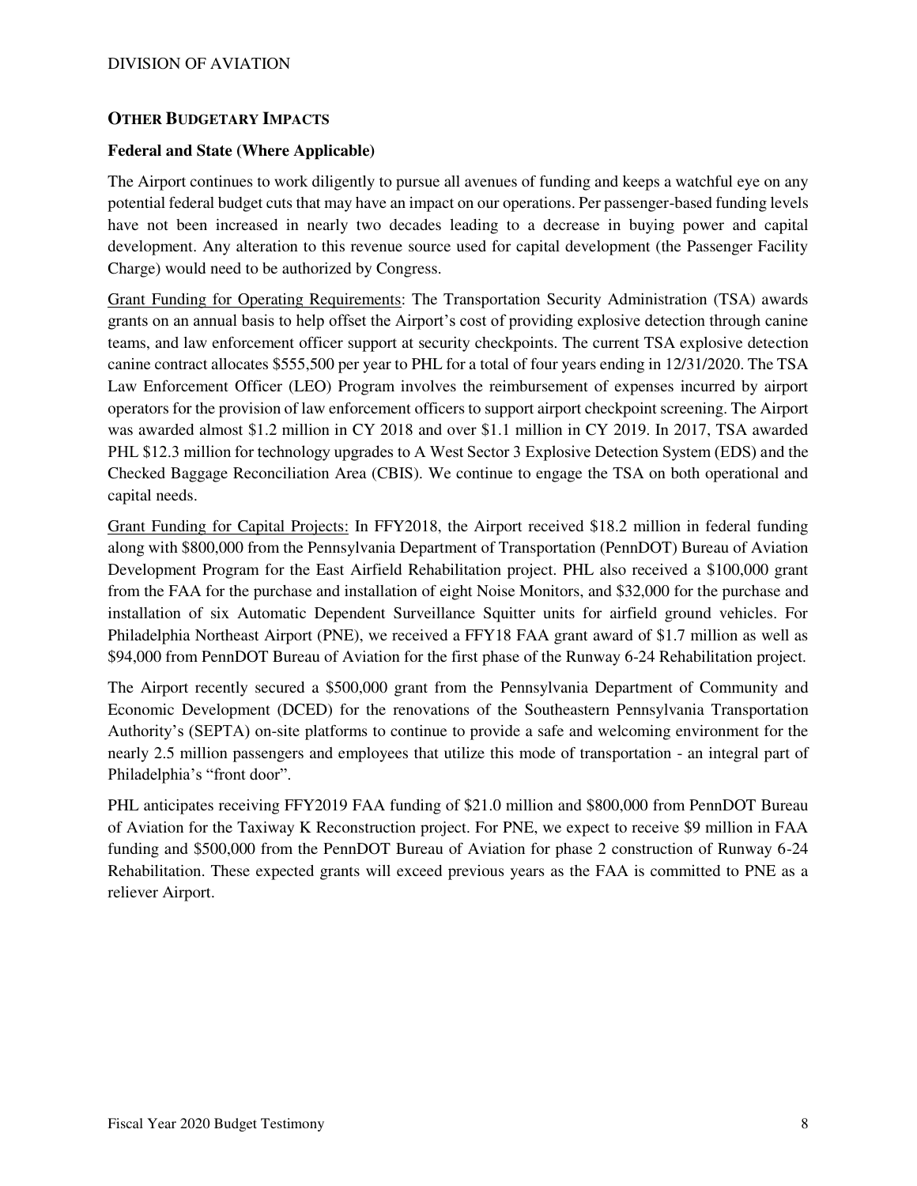## OTHER BUDGETARY IMPACTS

### Federal and State (Where Applicable)

The Airport continues to work diligently to pursue all avenues of funding and keeps a watchful eye on any potential federal budget cuts that may have an impact on our operations. Per passenger-based funding levels have not been increased in nearly two decades leading to a decrease in buying power and capital development. Any alteration to this revenue source used for capital development (the Passenger Facility Charge) would need to be authorized by Congress.

Grant Funding for Operating Requirements: The Transportation Security Administration (TSA) awards grants on an annual basis to help offset the Airport's cost of providing explosive detection through canine teams, and law enforcement officer support at security checkpoints. The current TSA explosive detection canine contract allocates $555,500 per year to PHL for a total of four years ending in 12/31/2020. The TSA Law Enforcement Officer (LEO) Program involves the reimbursement of expenses incurred by airport operators for the provision of law enforcement officers to support airport checkpoint screening. The Airport was awarded almost $1.2 million in CY 2018 and over $1.1 million in CY 2019. In 2017, TSA awarded PHL $12.3 million for technology upgrades to A West Sector 3 Explosive Detection System (EDS) and the Checked Baggage Reconciliation Area (CBIS). We continue to engage the TSA on both operational and capital needs.

Grant Funding for Capital Projects: In FFY2018, the Airport received $18.2 million in federal funding along with $800,000 from the Pennsylvania Department of Transportation (PennDOT) Bureau of Aviation Development Program for the East Airfield Rehabilitation project. PHL also received a $100,000 grant from the FAA for the purchase and installation of eight Noise Monitors, and $32,000 for the purchase and installation of six Automatic Dependent Surveillance Squitter units for airfield ground vehicles. For Philadelphia Northeast Airport (PNE), we received a FFY18 FAA grant award of $1.7 million as well as $94,000 from PennDOT Bureau of Aviation for the first phase of the Runway 6-24 Rehabilitation project.

The Airport recently secured a $500,000 grant from the Pennsylvania Department of Community and Economic Development (DCED) for the renovations of the Southeastern Pennsylvania Transportation Authority's (SEPTA) on-site platforms to continue to provide a safe and welcoming environment for the nearly 2.5 million passengers and employees that utilize this mode of transportation - an integral part of Philadelphia's "front door".

PHL anticipates receiving FFY2019 FAA funding of $21.0 million and $800,000 from PennDOT Bureau of Aviation for the Taxiway K Reconstruction project. For PNE, we expect to receive $9 million in FAA funding and $500,000 from the PennDOT Bureau of Aviation for phase 2 construction of Runway 6-24 Rehabilitation. These expected grants will exceed previous years as the FAA is committed to PNE as a reliever Airport.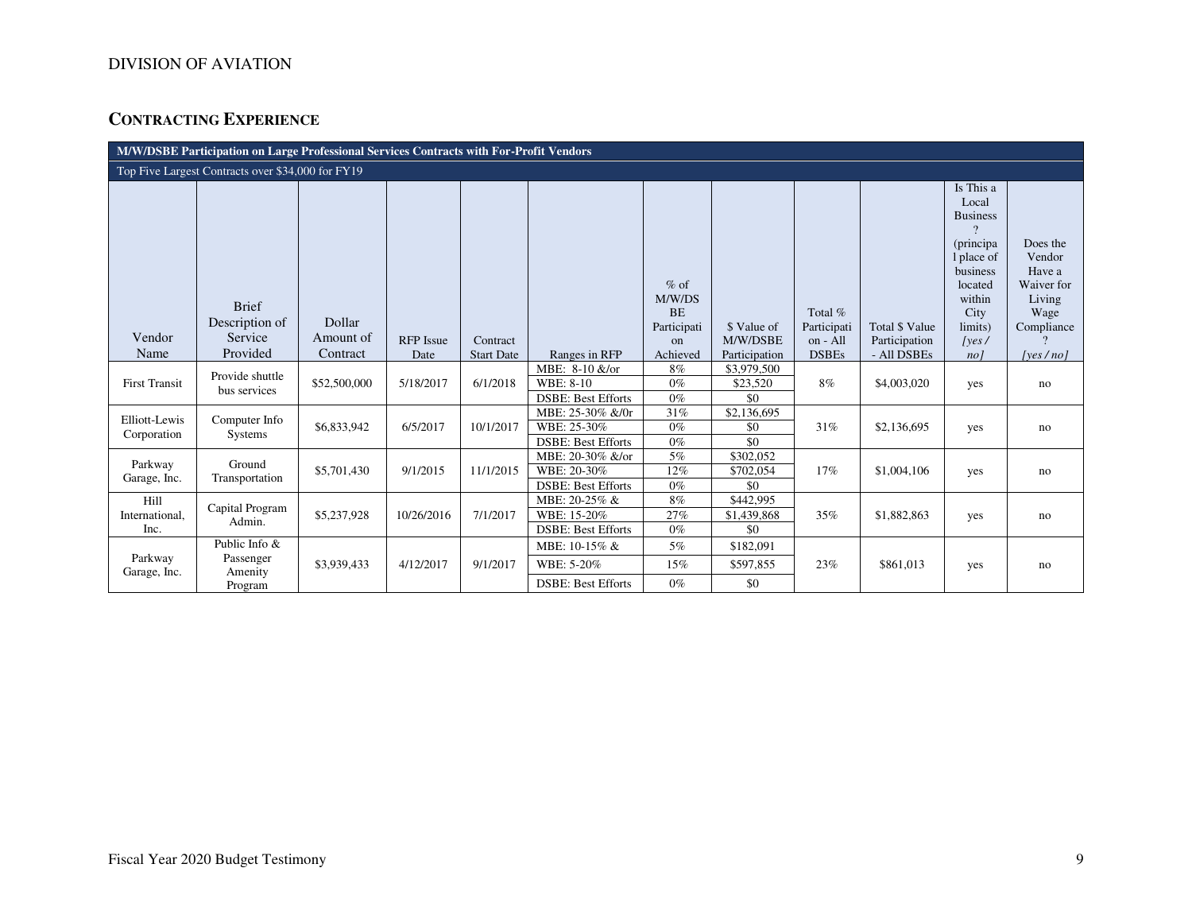DIVISION OF AVIATION

## CONTRACTING EXPERIENCE

| M/W/DSBE Participation on Large Professional Services Contracts with For-Profit Vendors | | | | | | | | | | | |
|---|---|---|---|---|---|---|---|---|---|---|---|
| Top Five Largest Contracts over $34,000 for FY19 | | | | | | | | | | | |
| Vendor Name | Brief Description of Service Provided | Dollar Amount of Contract | RFP Issue Date | Contract Start Date | Ranges in RFP | % of M/W/DSBE Participation Achieved | $ Value of M/W/DSBE Participation | Total % Participation - All DSBEs | Total $ Value Participation - All DSBEs | Is This a Local Business? (principal place of business located within City limits) *[yes / no]* | Does the Vendor Have a Waiver for Living Wage Compliance? *[yes / no]* |
| First Transit | Provide shuttle bus services | $52,500,000 | 5/18/2017 | 6/1/2018 | MBE: 8-10 &/or | 8% | $3,979,500 | 8% | $4,003,020 | yes | no |
| | | | | | WBE: 8-10 | 0% | $23,520 | | | | |
| | | | | | DSBE: Best Efforts | 0% | $0 | | | | |
| Elliott-Lewis Corporation | Computer Info Systems | $6,833,942 | 6/5/2017 | 10/1/2017 | MBE: 25-30% &/0r | 31% | $2,136,695 | 31% | $2,136,695 | yes | no |
| | | | | | WBE: 25-30% | 0% | $0 | | | | |
| | | | | | DSBE: Best Efforts | 0% | $0 | | | | |
| Parkway Garage, Inc. | Ground Transportation | $5,701,430 | 9/1/2015 | 11/1/2015 | MBE: 20-30% &/or | 5% | $302,052 | 17% | $1,004,106 | yes | no |
| | | | | | WBE: 20-30% | 12% | $702,054 | | | | |
| | | | | | DSBE: Best Efforts | 0% | $0 | | | | |
| Hill International, Inc. | Capital Program Admin. | $5,237,928 | 10/26/2016 | 7/1/2017 | MBE: 20-25% & | 8% | $442,995 | 35% | $1,882,863 | yes | no |
| | | | | | WBE: 15-20% | 27% | $1,439,868 | | | | |
| | | | | | DSBE: Best Efforts | 0% | $0 | | | | |
| Parkway Garage, Inc. | Public Info & Passenger Amenity Program | $3,939,433 | 4/12/2017 | 9/1/2017 | MBE: 10-15% & | 5% | $182,091 | 23% | $861,013 | yes | no |
| | | | | | WBE: 5-20% | 15% | $597,855 | | | | |
| | | | | | DSBE: Best Efforts | 0% | $0 | | | | |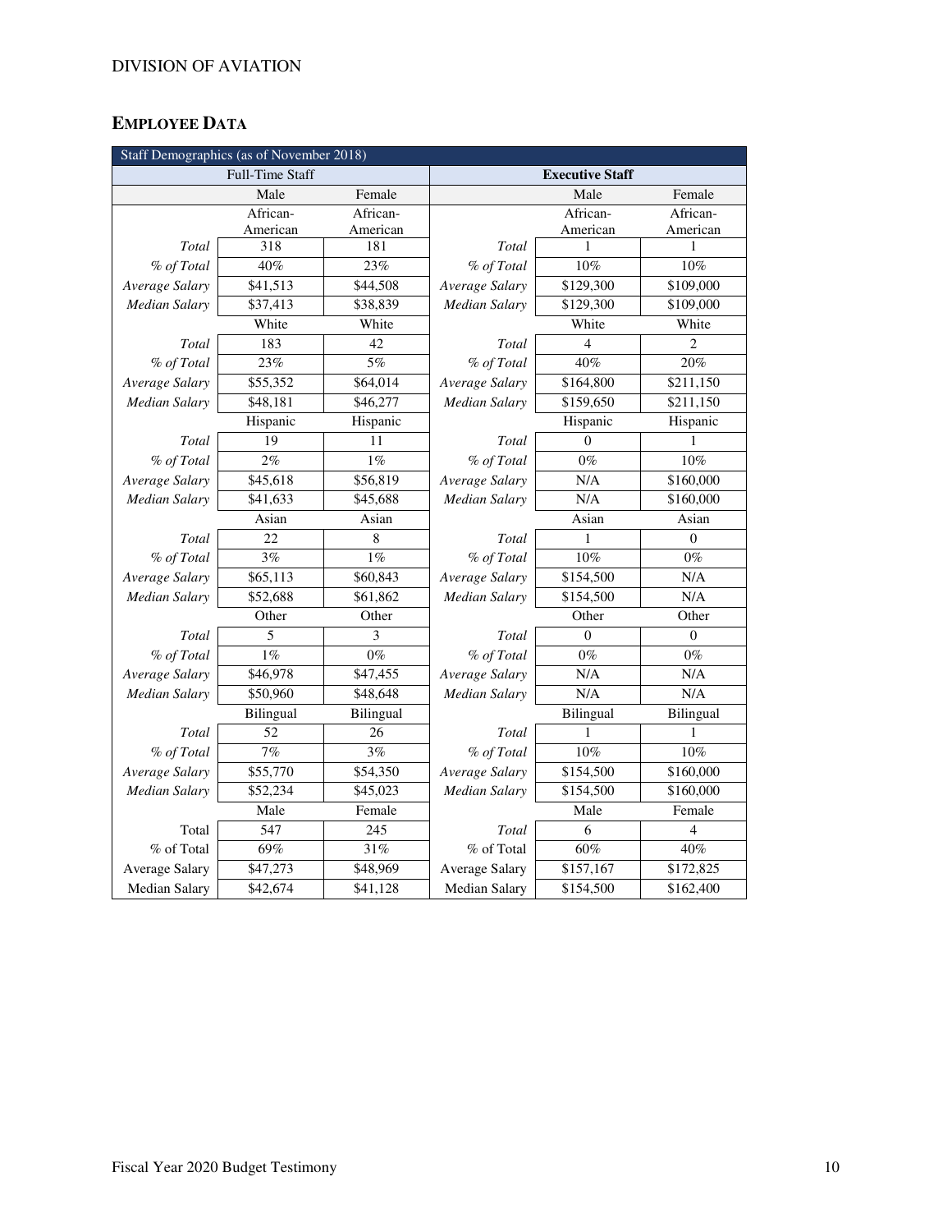DIVISION OF AVIATION

## EMPLOYEE DATA

| Staff Demographics (as of November 2018) | | | | | |
|---|---|---|---|---|---|
| Full-Time Staff | | | **Executive Staff** | | |
| | Male | Female | | Male | Female |
| | African-American | African-American | | African-American | African-American |
| *Total* | 318 | 181 | *Total* | 1 | 1 |
| *% of Total* | 40% | 23% | *% of Total* | 10% | 10% |
| *Average Salary* | $41,513 | $44,508 | *Average Salary* | $129,300 | $109,000 |
| *Median Salary* | $37,413 | $38,839 | *Median Salary* | $129,300 | $109,000 |
| | White | White | | White | White |
| *Total* | 183 | 42 | *Total* | 4 | 2 |
| *% of Total* | 23% | 5% | *% of Total* | 40% | 20% |
| *Average Salary* | $55,352 | $64,014 | *Average Salary* | $164,800 | $211,150 |
| *Median Salary* | $48,181 | $46,277 | *Median Salary* | $159,650 | $211,150 |
| | Hispanic | Hispanic | | Hispanic | Hispanic |
| *Total* | 19 | 11 | *Total* | 0 | 1 |
| *% of Total* | 2% | 1% | *% of Total* | 0% | 10% |
| *Average Salary* | $45,618 | $56,819 | *Average Salary* | N/A | $160,000 |
| *Median Salary* | $41,633 | $45,688 | *Median Salary* | N/A | $160,000 |
| | Asian | Asian | | Asian | Asian |
| *Total* | 22 | 8 | *Total* | 1 | 0 |
| *% of Total* | 3% | 1% | *% of Total* | 10% | 0% |
| *Average Salary* | $65,113 | $60,843 | *Average Salary* | $154,500 | N/A |
| *Median Salary* | $52,688 | $61,862 | *Median Salary* | $154,500 | N/A |
| | Other | Other | | Other | Other |
| *Total* | 5 | 3 | *Total* | 0 | 0 |
| *% of Total* | 1% | 0% | *% of Total* | 0% | 0% |
| *Average Salary* | $46,978 | $47,455 | *Average Salary* | N/A | N/A |
| *Median Salary* | $50,960 | $48,648 | *Median Salary* | N/A | N/A |
| | Bilingual | Bilingual | | Bilingual | Bilingual |
| *Total* | 52 | 26 | *Total* | 1 | 1 |
| *% of Total* | 7% | 3% | *% of Total* | 10% | 10% |
| *Average Salary* | $55,770 | $54,350 | *Average Salary* | $154,500 | $160,000 |
| *Median Salary* | $52,234 | $45,023 | *Median Salary* | $154,500 | $160,000 |
| | Male | Female | | Male | Female |
| Total | 547 | 245 | *Total* | 6 | 4 |
| % of Total | 69% | 31% | % of Total | 60% | 40% |
| Average Salary | $47,273 | $48,969 | Average Salary | $157,167 | $172,825 |
| Median Salary | $42,674 | $41,128 | Median Salary | $154,500 | $162,400 |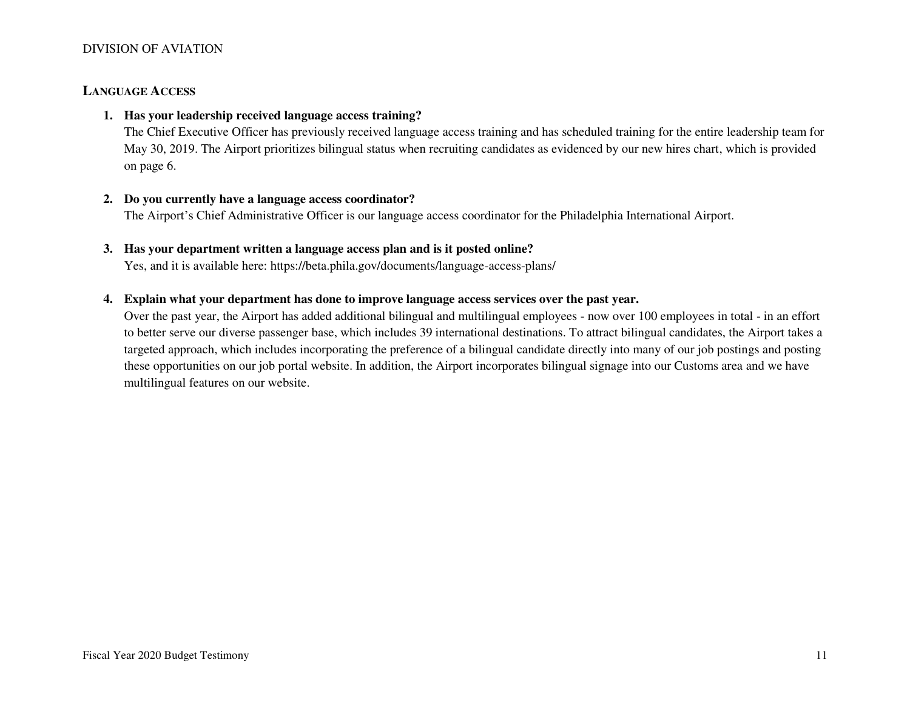## Language Access

1. **Has your leadership received language access training?**
   The Chief Executive Officer has previously received language access training and has scheduled training for the entire leadership team for May 30, 2019. The Airport prioritizes bilingual status when recruiting candidates as evidenced by our new hires chart, which is provided on page 6.

2. **Do you currently have a language access coordinator?**
   The Airport's Chief Administrative Officer is our language access coordinator for the Philadelphia International Airport.

3. **Has your department written a language access plan and is it posted online?**
   Yes, and it is available here: https://beta.phila.gov/documents/language-access-plans/

4. **Explain what your department has done to improve language access services over the past year.**
   Over the past year, the Airport has added additional bilingual and multilingual employees - now over 100 employees in total - in an effort to better serve our diverse passenger base, which includes 39 international destinations. To attract bilingual candidates, the Airport takes a targeted approach, which includes incorporating the preference of a bilingual candidate directly into many of our job postings and posting these opportunities on our job portal website. In addition, the Airport incorporates bilingual signage into our Customs area and we have multilingual features on our website.